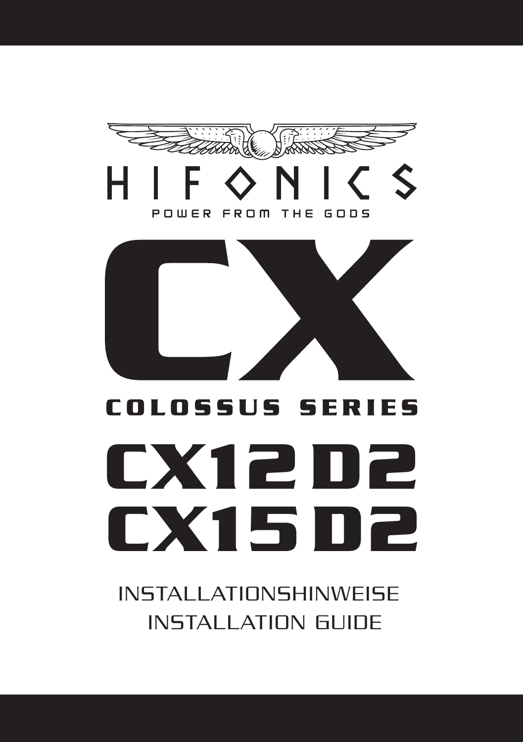# HIFONICS

POWER FROM THE GODS

# CX

## COLOSSUS SERIES

# CX12 D2
# CX15 D2

INSTALLATIONSHINWEISE

INSTALLATION GUIDE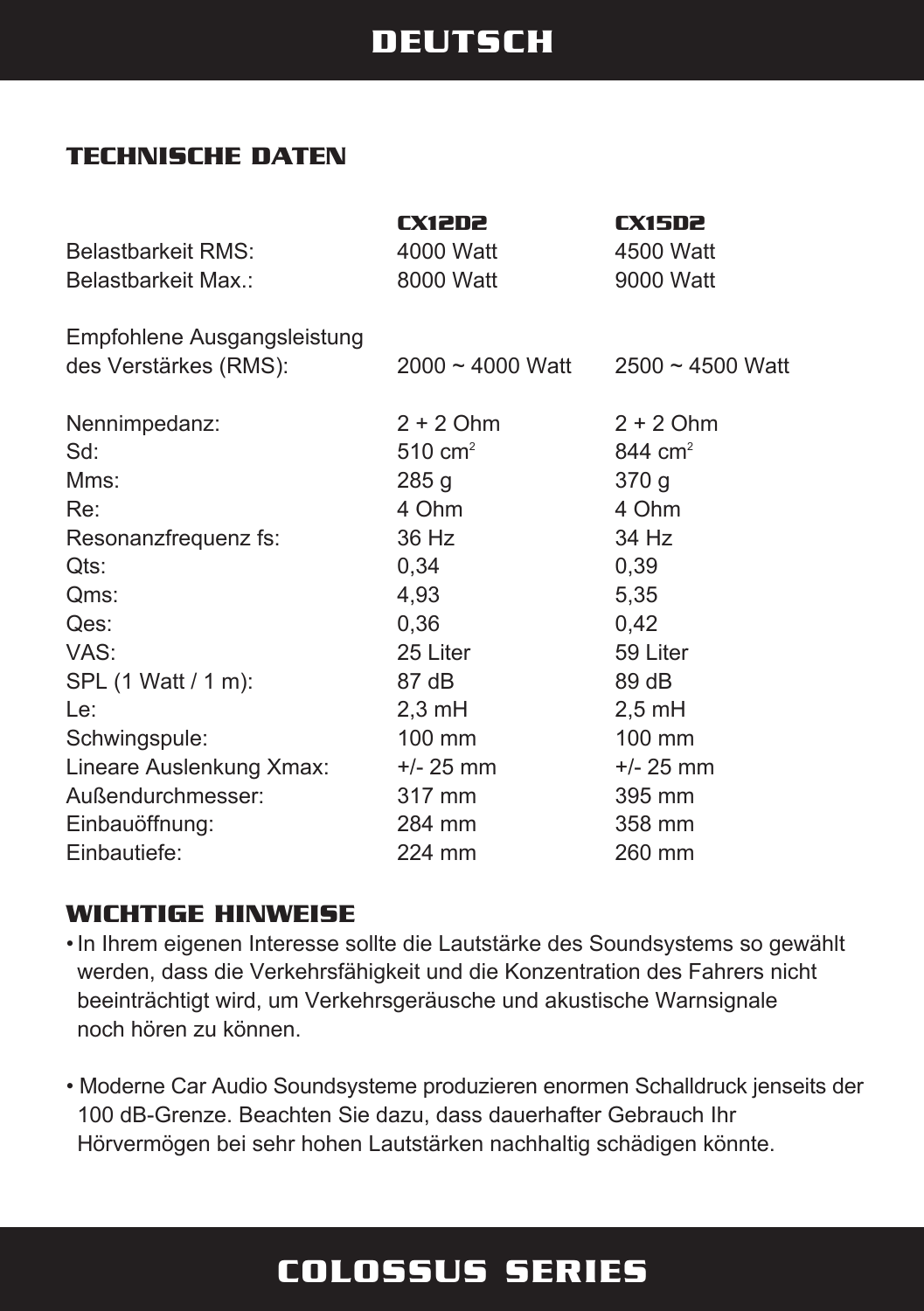# DEUTSCH

## TECHNISCHE DATEN

| | CX12D2 | CX15D2 |
|---|---|---|
| Belastbarkeit RMS: | 4000 Watt | 4500 Watt |
| Belastbarkeit Max.: | 8000 Watt | 9000 Watt |
| Empfohlene Ausgangsleistung des Verstärkes (RMS): | 2000 ~ 4000 Watt | 2500 ~ 4500 Watt |
| Nennimpedanz: | 2 + 2 Ohm | 2 + 2 Ohm |
| Sd: | 510 $cm^2$ | 844 $cm^2$ |
| Mms: | 285 g | 370 g |
| Re: | 4 Ohm | 4 Ohm |
| Resonanzfrequenz fs: | 36 Hz | 34 Hz |
| Qts: | 0,34 | 0,39 |
| Qms: | 4,93 | 5,35 |
| Qes: | 0,36 | 0,42 |
| VAS: | 25 Liter | 59 Liter |
| SPL (1 Watt / 1 m): | 87 dB | 89 dB |
| Le: | 2,3 mH | 2,5 mH |
| Schwingspule: | 100 mm | 100 mm |
| Lineare Auslenkung Xmax: | +/- 25 mm | +/- 25 mm |
| Außendurchmesser: | 317 mm | 395 mm |
| Einbauöffnung: | 284 mm | 358 mm |
| Einbautiefe: | 224 mm | 260 mm |

## WICHTIGE HINWEISE

- In Ihrem eigenen Interesse sollte die Lautstärke des Soundsystems so gewählt werden, dass die Verkehrsfähigkeit und die Konzentration des Fahrers nicht beeinträchtigt wird, um Verkehrsgeräusche und akustische Warnsignale noch hören zu können.

- Moderne Car Audio Soundsysteme produzieren enormen Schalldruck jenseits der 100 dB-Grenze. Beachten Sie dazu, dass dauerhafter Gebrauch Ihr Hörvermögen bei sehr hohen Lautstärken nachhaltig schädigen könnte.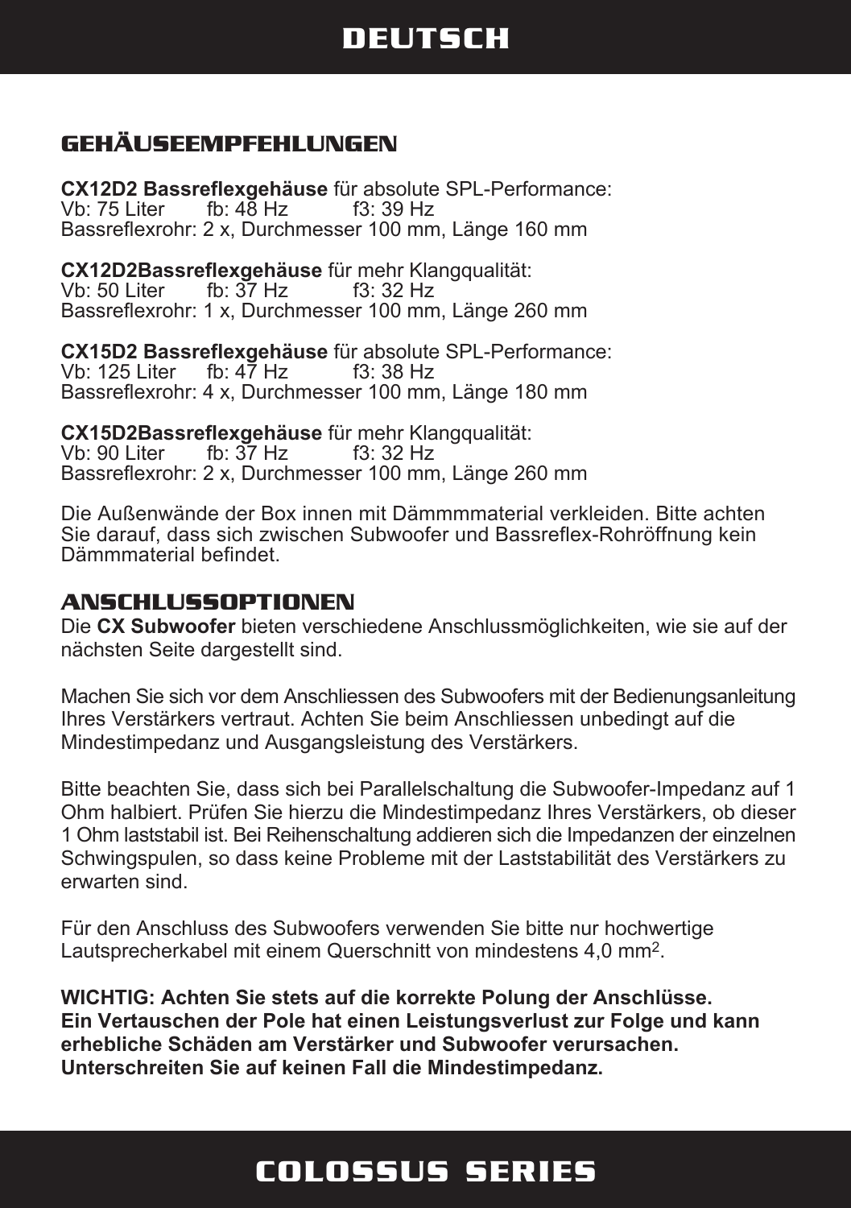# DEUTSCH

## GEHÄUSEEMPFEHLUNGEN

**CX12D2 Bassreflexgehäuse** für absolute SPL-Performance:
Vb: 75 Liter fb: 48 Hz f3: 39 Hz
Bassreflexrohr: 2 x, Durchmesser 100 mm, Länge 160 mm

**CX12D2Bassreflexgehäuse** für mehr Klangqualität:
Vb: 50 Liter fb: 37 Hz f3: 32 Hz
Bassreflexrohr: 1 x, Durchmesser 100 mm, Länge 260 mm

**CX15D2 Bassreflexgehäuse** für absolute SPL-Performance:
Vb: 125 Liter fb: 47 Hz f3: 38 Hz
Bassreflexrohr: 4 x, Durchmesser 100 mm, Länge 180 mm

**CX15D2Bassreflexgehäuse** für mehr Klangqualität:
Vb: 90 Liter fb: 37 Hz f3: 32 Hz
Bassreflexrohr: 2 x, Durchmesser 100 mm, Länge 260 mm

Die Außenwände der Box innen mit Dämmmmaterial verkleiden. Bitte achten Sie darauf, dass sich zwischen Subwoofer und Bassreflex-Rohröffnung kein Dämmmaterial befindet.

## ANSCHLUSSOPTIONEN

Die **CX Subwoofer** bieten verschiedene Anschlussmöglichkeiten, wie sie auf der nächsten Seite dargestellt sind.

Machen Sie sich vor dem Anschliessen des Subwoofers mit der Bedienungsanleitung Ihres Verstärkers vertraut. Achten Sie beim Anschliessen unbedingt auf die Mindestimpedanz und Ausgangsleistung des Verstärkers.

Bitte beachten Sie, dass sich bei Parallelschaltung die Subwoofer-Impedanz auf 1 Ohm halbiert. Prüfen Sie hierzu die Mindestimpedanz Ihres Verstärkers, ob dieser 1 Ohm laststabil ist. Bei Reihenschaltung addieren sich die Impedanzen der einzelnen Schwingspulen, so dass keine Probleme mit der Laststabilität des Verstärkers zu erwarten sind.

Für den Anschluss des Subwoofers verwenden Sie bitte nur hochwertige Lautsprecherkabel mit einem Querschnitt von mindestens 4,0 mm$^2$.

**WICHTIG: Achten Sie stets auf die korrekte Polung der Anschlüsse. Ein Vertauschen der Pole hat einen Leistungsverlust zur Folge und kann erhebliche Schäden am Verstärker und Subwoofer verursachen. Unterschreiten Sie auf keinen Fall die Mindestimpedanz.**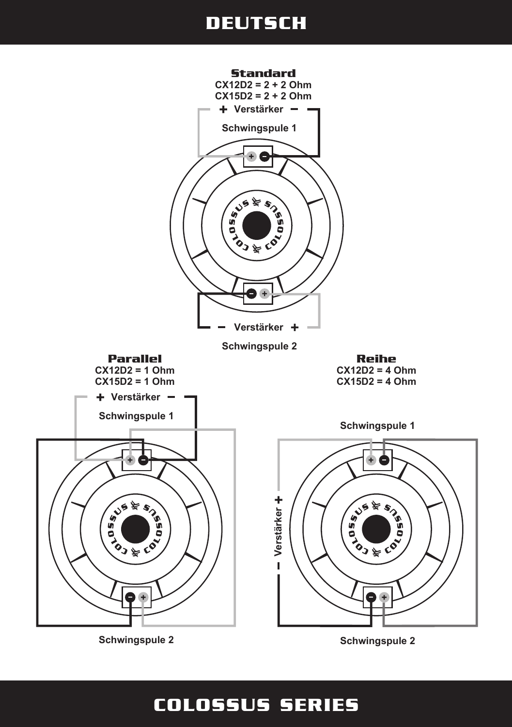## Standard

**CX12D2 = 2 + 2 Ohm**
**CX15D2 = 2 + 2 Ohm**

**+ Verstärker −**

**Schwingspule 1**

**− Verstärker +**

**Schwingspule 2**

## Parallel

**CX12D2 = 1 Ohm**
**CX15D2 = 1 Ohm**

**+ Verstärker −**

**Schwingspule 1**

**Schwingspule 2**

## Reihe

**CX12D2 = 4 Ohm**
**CX15D2 = 4 Ohm**

**Schwingspule 1**

**− Verstärker +**

**Schwingspule 2**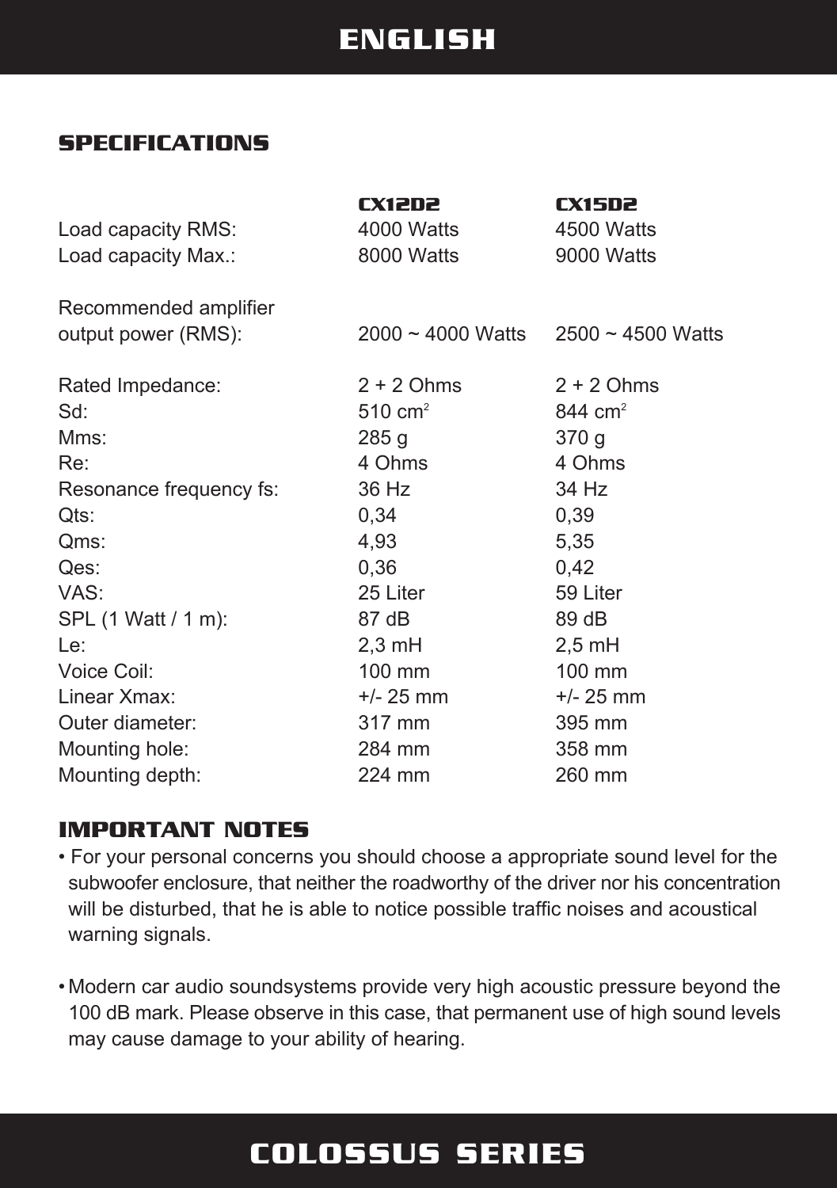# ENGLISH

## SPECIFICATIONS

| | CX12D2 | CX15D2 |
|---|---|---|
| Load capacity RMS: | 4000 Watts | 4500 Watts |
| Load capacity Max.: | 8000 Watts | 9000 Watts |
| Recommended amplifier output power (RMS): | 2000 ~ 4000 Watts | 2500 ~ 4500 Watts |
| Rated Impedance: | 2 + 2 Ohms | 2 + 2 Ohms |
| Sd: | 510 cm$^2$ | 844 cm$^2$ |
| Mms: | 285 g | 370 g |
| Re: | 4 Ohms | 4 Ohms |
| Resonance frequency fs: | 36 Hz | 34 Hz |
| Qts: | 0,34 | 0,39 |
| Qms: | 4,93 | 5,35 |
| Qes: | 0,36 | 0,42 |
| VAS: | 25 Liter | 59 Liter |
| SPL (1 Watt / 1 m): | 87 dB | 89 dB |
| Le: | 2,3 mH | 2,5 mH |
| Voice Coil: | 100 mm | 100 mm |
| Linear Xmax: | +/- 25 mm | +/- 25 mm |
| Outer diameter: | 317 mm | 395 mm |
| Mounting hole: | 284 mm | 358 mm |
| Mounting depth: | 224 mm | 260 mm |

## IMPORTANT NOTES

- For your personal concerns you should choose a appropriate sound level for the subwoofer enclosure, that neither the roadworthy of the driver nor his concentration will be disturbed, that he is able to notice possible traffic noises and acoustical warning signals.

- Modern car audio soundsystems provide very high acoustic pressure beyond the 100 dB mark. Please observe in this case, that permanent use of high sound levels may cause damage to your ability of hearing.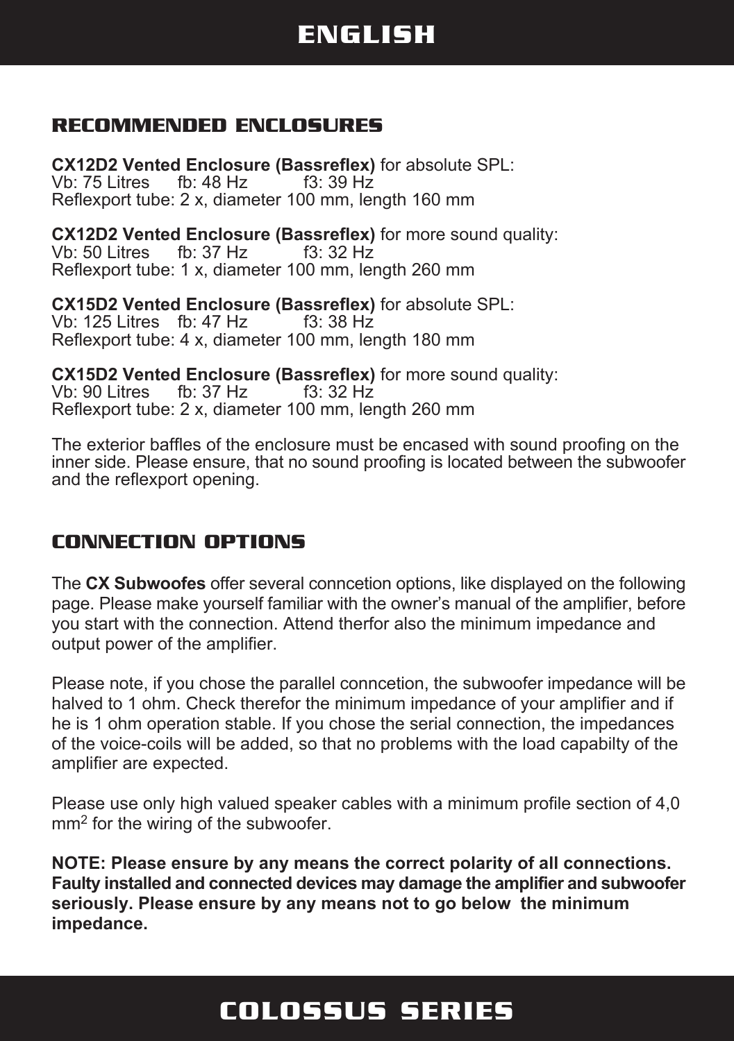# ENGLISH

## RECOMMENDED ENCLOSURES

**CX12D2 Vented Enclosure (Bassreflex)** for absolute SPL:
Vb: 75 Litres fb: 48 Hz f3: 39 Hz
Reflexport tube: 2 x, diameter 100 mm, length 160 mm

**CX12D2 Vented Enclosure (Bassreflex)** for more sound quality:
Vb: 50 Litres fb: 37 Hz f3: 32 Hz
Reflexport tube: 1 x, diameter 100 mm, length 260 mm

**CX15D2 Vented Enclosure (Bassreflex)** for absolute SPL:
Vb: 125 Litres fb: 47 Hz f3: 38 Hz
Reflexport tube: 4 x, diameter 100 mm, length 180 mm

**CX15D2 Vented Enclosure (Bassreflex)** for more sound quality:
Vb: 90 Litres fb: 37 Hz f3: 32 Hz
Reflexport tube: 2 x, diameter 100 mm, length 260 mm

The exterior baffles of the enclosure must be encased with sound proofing on the inner side. Please ensure, that no sound proofing is located between the subwoofer and the reflexport opening.

## CONNECTION OPTIONS

The **CX Subwoofes** offer several conncetion options, like displayed on the following page. Please make yourself familiar with the owner's manual of the amplifier, before you start with the connection. Attend therfor also the minimum impedance and output power of the amplifier.

Please note, if you chose the parallel conncetion, the subwoofer impedance will be halved to 1 ohm. Check therefor the minimum impedance of your amplifier and if he is 1 ohm operation stable. If you chose the serial connection, the impedances of the voice-coils will be added, so that no problems with the load capabilty of the amplifier are expected.

Please use only high valued speaker cables with a minimum profile section of 4,0 $mm^2$ for the wiring of the subwoofer.

**NOTE: Please ensure by any means the correct polarity of all connections. Faulty installed and connected devices may damage the amplifier and subwoofer seriously. Please ensure by any means not to go below the minimum impedance.**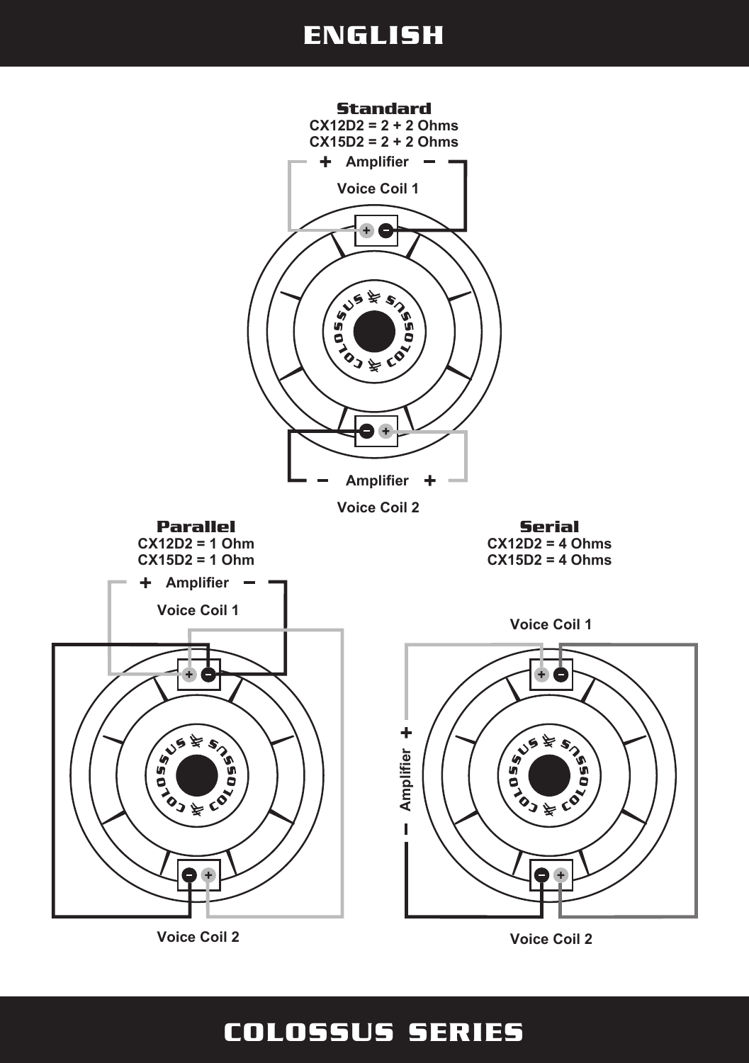# ENGLISH

## Standard

CX12D2 = 2 + 2 Ohms
CX15D2 = 2 + 2 Ohms

\+ Amplifier −

Voice Coil 1

− Amplifier +

Voice Coil 2

## Parallel

CX12D2 = 1 Ohm
CX15D2 = 1 Ohm

\+ Amplifier −

Voice Coil 1

Voice Coil 2

## Serial

CX12D2 = 4 Ohms
CX15D2 = 4 Ohms

Voice Coil 1

\+ Amplifier −

Voice Coil 2

# COLOSSUS SERIES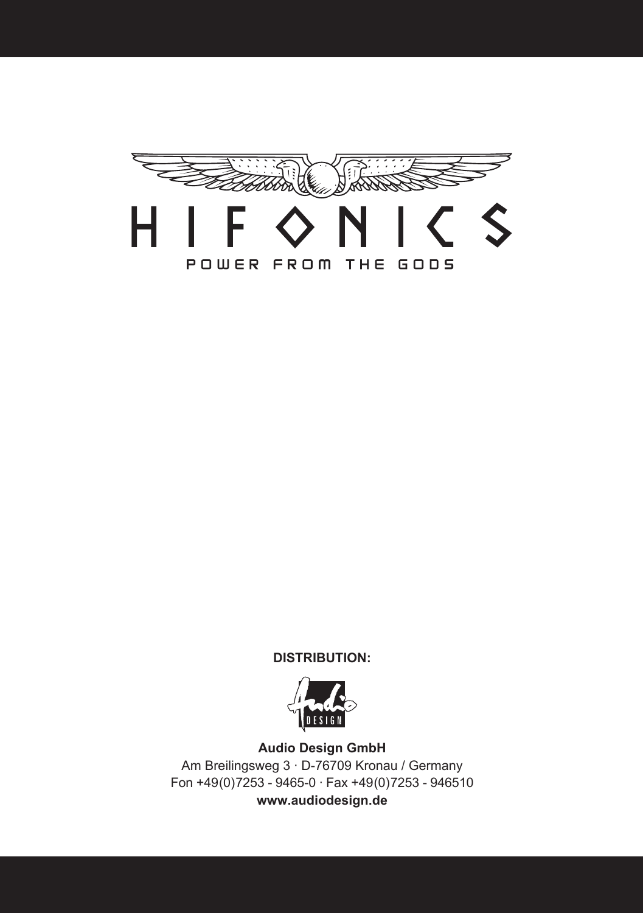HIFONICS

POWER FROM THE GODS

**DISTRIBUTION:**

Audio DESIGN

**Audio Design GmbH**

Am Breilingsweg 3 · D-76709 Kronau / Germany

Fon +49(0)7253 - 9465-0 · Fax +49(0)7253 - 946510

**www.audiodesign.de**